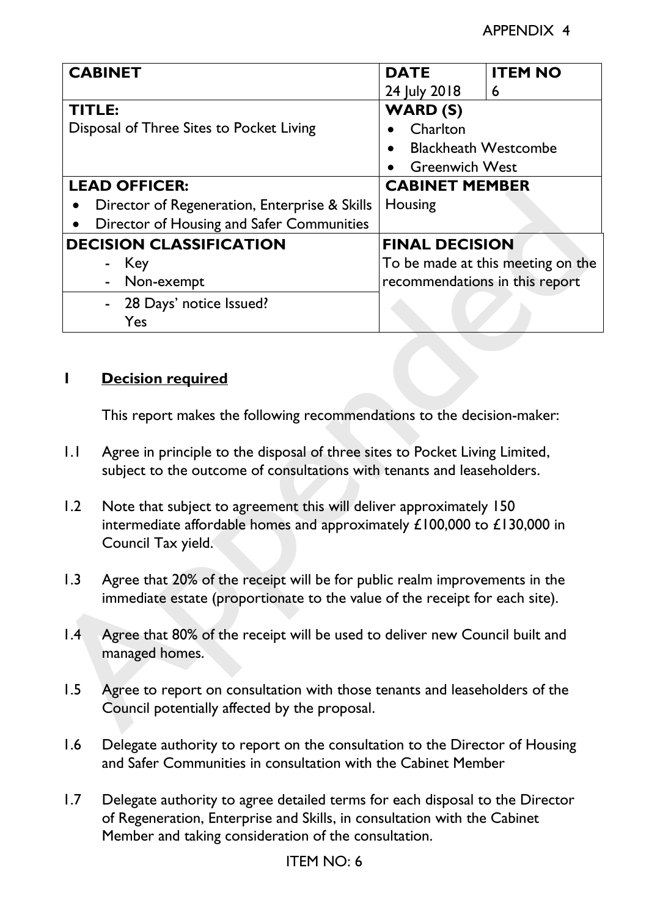APPENDIX 4

| CABINET | DATE | ITEM NO |
| --- | --- | --- |
| | 24 July 2018 | 6 |
| **TITLE:**<br>Disposal of Three Sites to Pocket Living | **WARD (S)**<br>• Charlton<br>• Blackheath Westcombe<br>• Greenwich West | |
| **LEAD OFFICER:**<br>• Director of Regeneration, Enterprise & Skills<br>• Director of Housing and Safer Communities | **CABINET MEMBER**<br>Housing | |
| **DECISION CLASSIFICATION**<br>- Key<br>- Non-exempt<br>- 28 Days' notice Issued?<br>Yes | **FINAL DECISION**<br>To be made at this meeting on the recommendations in this report | |

## 1 Decision required

This report makes the following recommendations to the decision-maker:

1.1 Agree in principle to the disposal of three sites to Pocket Living Limited, subject to the outcome of consultations with tenants and leaseholders.

1.2 Note that subject to agreement this will deliver approximately 150 intermediate affordable homes and approximately £100,000 to £130,000 in Council Tax yield.

1.3 Agree that 20% of the receipt will be for public realm improvements in the immediate estate (proportionate to the value of the receipt for each site).

1.4 Agree that 80% of the receipt will be used to deliver new Council built and managed homes.

1.5 Agree to report on consultation with those tenants and leaseholders of the Council potentially affected by the proposal.

1.6 Delegate authority to report on the consultation to the Director of Housing and Safer Communities in consultation with the Cabinet Member

1.7 Delegate authority to agree detailed terms for each disposal to the Director of Regeneration, Enterprise and Skills, in consultation with the Cabinet Member and taking consideration of the consultation.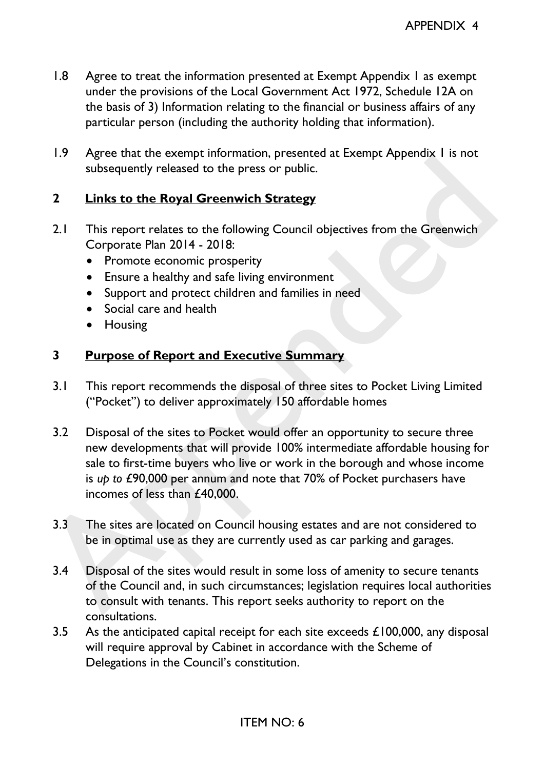1.8 Agree to treat the information presented at Exempt Appendix 1 as exempt under the provisions of the Local Government Act 1972, Schedule 12A on the basis of 3) Information relating to the financial or business affairs of any particular person (including the authority holding that information).

1.9 Agree that the exempt information, presented at Exempt Appendix 1 is not subsequently released to the press or public.

## 2 Links to the Royal Greenwich Strategy

2.1 This report relates to the following Council objectives from the Greenwich Corporate Plan 2014 - 2018:

- Promote economic prosperity
- Ensure a healthy and safe living environment
- Support and protect children and families in need
- Social care and health
- Housing

## 3 Purpose of Report and Executive Summary

3.1 This report recommends the disposal of three sites to Pocket Living Limited ("Pocket") to deliver approximately 150 affordable homes

3.2 Disposal of the sites to Pocket would offer an opportunity to secure three new developments that will provide 100% intermediate affordable housing for sale to first-time buyers who live or work in the borough and whose income is *up to* £90,000 per annum and note that 70% of Pocket purchasers have incomes of less than £40,000.

3.3 The sites are located on Council housing estates and are not considered to be in optimal use as they are currently used as car parking and garages.

3.4 Disposal of the sites would result in some loss of amenity to secure tenants of the Council and, in such circumstances; legislation requires local authorities to consult with tenants. This report seeks authority to report on the consultations.

3.5 As the anticipated capital receipt for each site exceeds £100,000, any disposal will require approval by Cabinet in accordance with the Scheme of Delegations in the Council's constitution.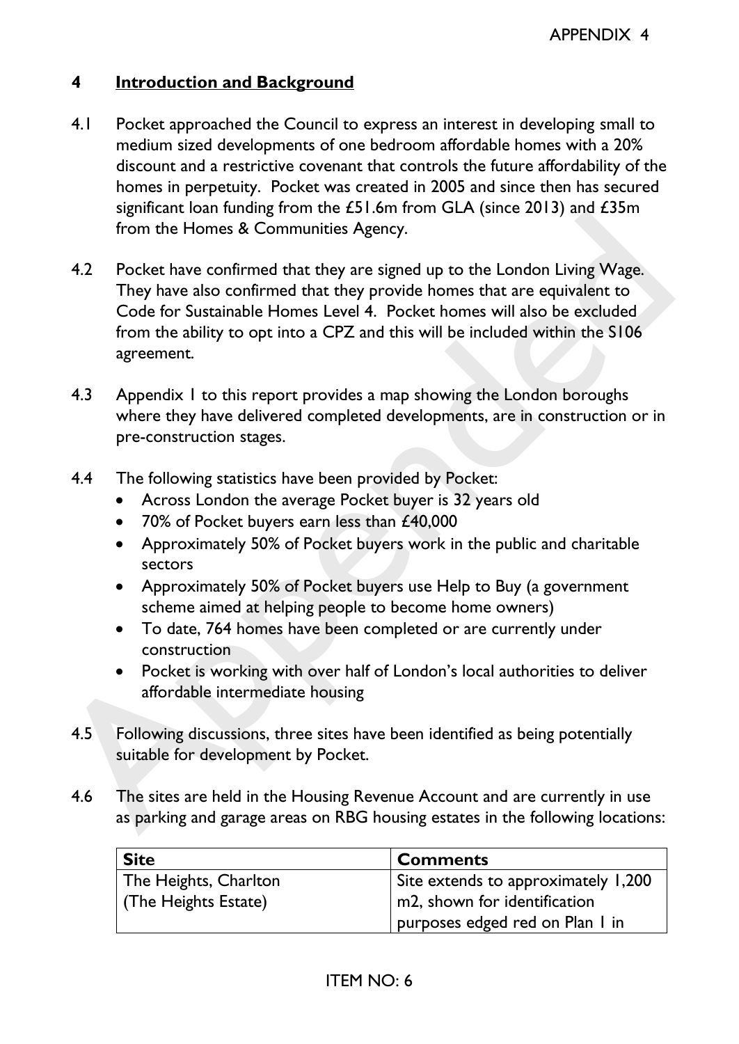## 4 Introduction and Background

4.1 Pocket approached the Council to express an interest in developing small to medium sized developments of one bedroom affordable homes with a 20% discount and a restrictive covenant that controls the future affordability of the homes in perpetuity. Pocket was created in 2005 and since then has secured significant loan funding from the £51.6m from GLA (since 2013) and £35m from the Homes & Communities Agency.

4.2 Pocket have confirmed that they are signed up to the London Living Wage. They have also confirmed that they provide homes that are equivalent to Code for Sustainable Homes Level 4. Pocket homes will also be excluded from the ability to opt into a CPZ and this will be included within the S106 agreement.

4.3 Appendix 1 to this report provides a map showing the London boroughs where they have delivered completed developments, are in construction or in pre-construction stages.

4.4 The following statistics have been provided by Pocket:

- Across London the average Pocket buyer is 32 years old
- 70% of Pocket buyers earn less than £40,000
- Approximately 50% of Pocket buyers work in the public and charitable sectors
- Approximately 50% of Pocket buyers use Help to Buy (a government scheme aimed at helping people to become home owners)
- To date, 764 homes have been completed or are currently under construction
- Pocket is working with over half of London's local authorities to deliver affordable intermediate housing

4.5 Following discussions, three sites have been identified as being potentially suitable for development by Pocket.

4.6 The sites are held in the Housing Revenue Account and are currently in use as parking and garage areas on RBG housing estates in the following locations:

| Site | Comments |
|---|---|
| The Heights, Charlton (The Heights Estate) | Site extends to approximately 1,200 m2, shown for identification purposes edged red on Plan 1 in |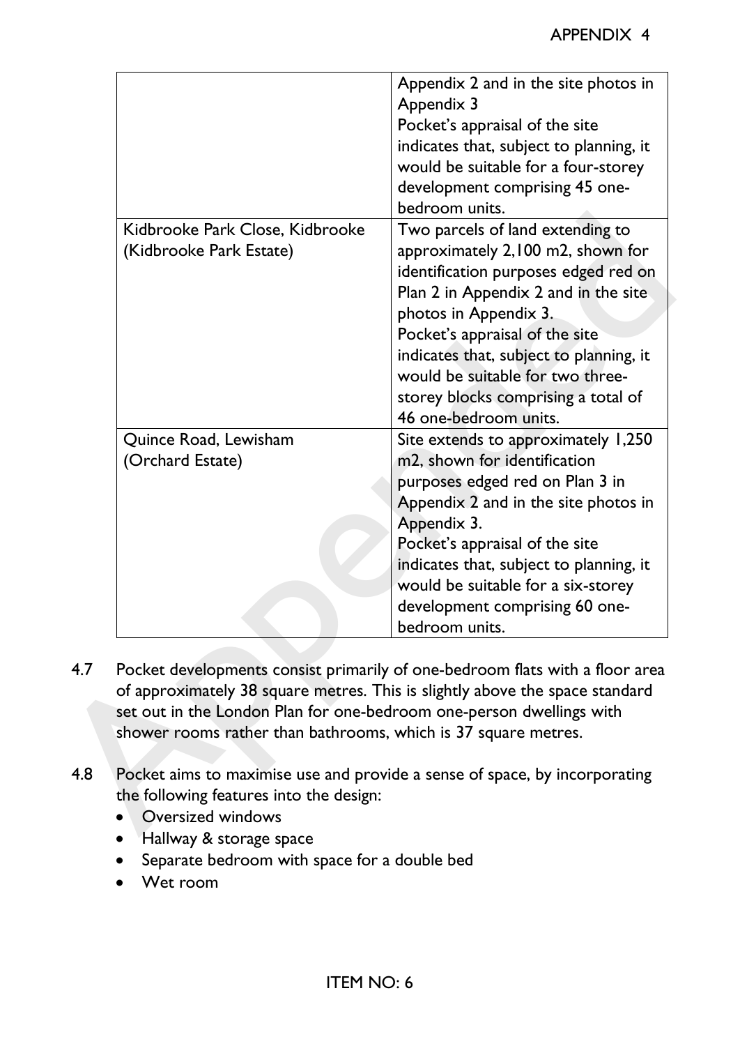| | |
|---|---|
| | Appendix 2 and in the site photos in Appendix 3<br>Pocket's appraisal of the site indicates that, subject to planning, it would be suitable for a four-storey development comprising 45 one-bedroom units. |
| Kidbrooke Park Close, Kidbrooke (Kidbrooke Park Estate) | Two parcels of land extending to approximately 2,100 m2, shown for identification purposes edged red on Plan 2 in Appendix 2 and in the site photos in Appendix 3.<br>Pocket's appraisal of the site indicates that, subject to planning, it would be suitable for two three-storey blocks comprising a total of 46 one-bedroom units. |
| Quince Road, Lewisham (Orchard Estate) | Site extends to approximately 1,250 m2, shown for identification purposes edged red on Plan 3 in Appendix 2 and in the site photos in Appendix 3.<br>Pocket's appraisal of the site indicates that, subject to planning, it would be suitable for a six-storey development comprising 60 one-bedroom units. |

4.7 Pocket developments consist primarily of one-bedroom flats with a floor area of approximately 38 square metres. This is slightly above the space standard set out in the London Plan for one-bedroom one-person dwellings with shower rooms rather than bathrooms, which is 37 square metres.

4.8 Pocket aims to maximise use and provide a sense of space, by incorporating the following features into the design:

- Oversized windows
- Hallway & storage space
- Separate bedroom with space for a double bed
- Wet room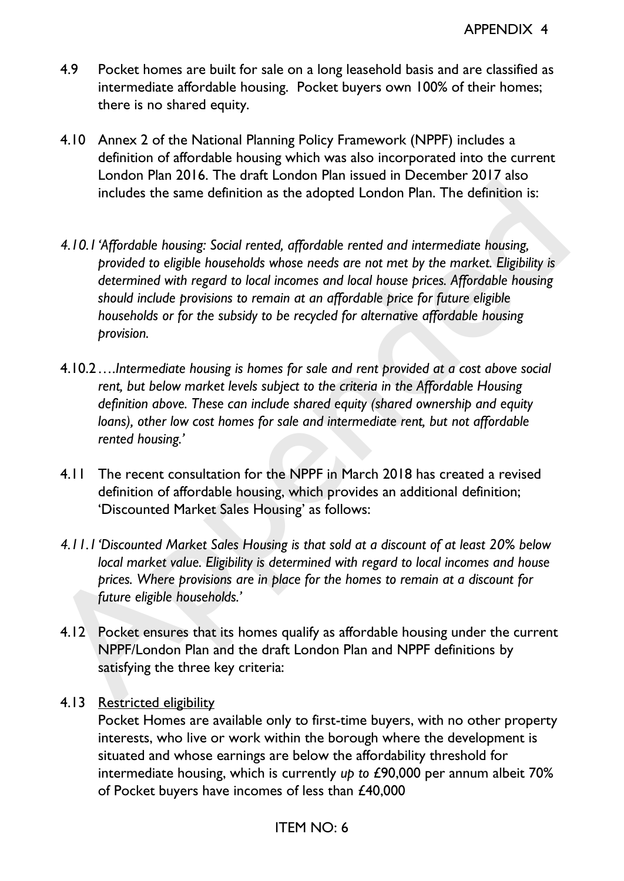4.9 Pocket homes are built for sale on a long leasehold basis and are classified as intermediate affordable housing. Pocket buyers own 100% of their homes; there is no shared equity.

4.10 Annex 2 of the National Planning Policy Framework (NPPF) includes a definition of affordable housing which was also incorporated into the current London Plan 2016. The draft London Plan issued in December 2017 also includes the same definition as the adopted London Plan. The definition is:

*4.10.1 'Affordable housing: Social rented, affordable rented and intermediate housing, provided to eligible households whose needs are not met by the market. Eligibility is determined with regard to local incomes and local house prices. Affordable housing should include provisions to remain at an affordable price for future eligible households or for the subsidy to be recycled for alternative affordable housing provision.*

*4.10.2 ….Intermediate housing is homes for sale and rent provided at a cost above social rent, but below market levels subject to the criteria in the Affordable Housing definition above. These can include shared equity (shared ownership and equity loans), other low cost homes for sale and intermediate rent, but not affordable rented housing.'*

4.11 The recent consultation for the NPPF in March 2018 has created a revised definition of affordable housing, which provides an additional definition; 'Discounted Market Sales Housing' as follows:

*4.11.1 'Discounted Market Sales Housing is that sold at a discount of at least 20% below local market value. Eligibility is determined with regard to local incomes and house prices. Where provisions are in place for the homes to remain at a discount for future eligible households.'*

4.12 Pocket ensures that its homes qualify as affordable housing under the current NPPF/London Plan and the draft London Plan and NPPF definitions by satisfying the three key criteria:

4.13 Restricted eligibility

Pocket Homes are available only to first-time buyers, with no other property interests, who live or work within the borough where the development is situated and whose earnings are below the affordability threshold for intermediate housing, which is currently *up to* £90,000 per annum albeit 70% of Pocket buyers have incomes of less than £40,000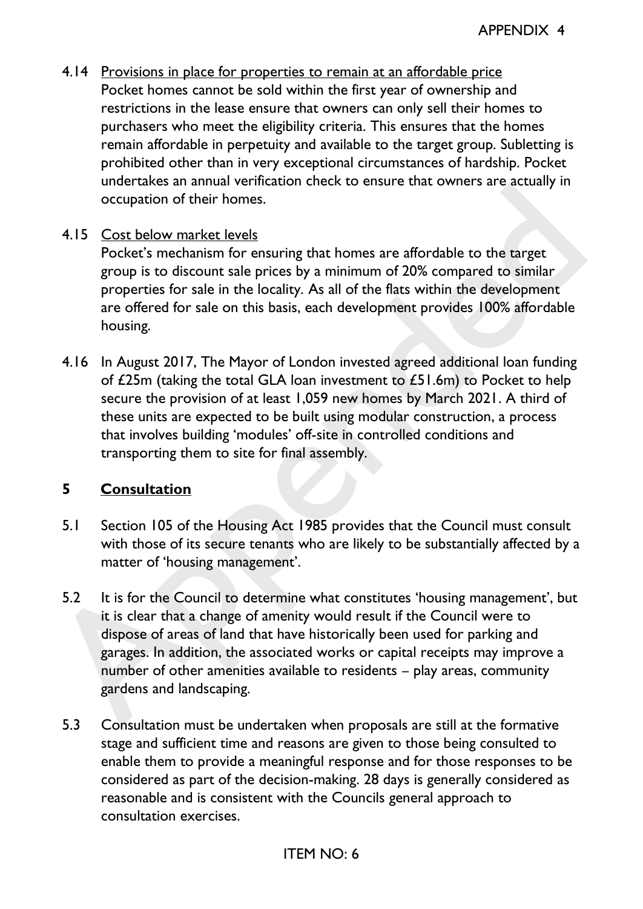4.14 Provisions in place for properties to remain at an affordable price

Pocket homes cannot be sold within the first year of ownership and restrictions in the lease ensure that owners can only sell their homes to purchasers who meet the eligibility criteria. This ensures that the homes remain affordable in perpetuity and available to the target group. Subletting is prohibited other than in very exceptional circumstances of hardship. Pocket undertakes an annual verification check to ensure that owners are actually in occupation of their homes.

4.15 Cost below market levels

Pocket's mechanism for ensuring that homes are affordable to the target group is to discount sale prices by a minimum of 20% compared to similar properties for sale in the locality. As all of the flats within the development are offered for sale on this basis, each development provides 100% affordable housing.

4.16 In August 2017, The Mayor of London invested agreed additional loan funding of £25m (taking the total GLA loan investment to £51.6m) to Pocket to help secure the provision of at least 1,059 new homes by March 2021. A third of these units are expected to be built using modular construction, a process that involves building 'modules' off-site in controlled conditions and transporting them to site for final assembly.

## 5 Consultation

5.1 Section 105 of the Housing Act 1985 provides that the Council must consult with those of its secure tenants who are likely to be substantially affected by a matter of 'housing management'.

5.2 It is for the Council to determine what constitutes 'housing management', but it is clear that a change of amenity would result if the Council were to dispose of areas of land that have historically been used for parking and garages. In addition, the associated works or capital receipts may improve a number of other amenities available to residents – play areas, community gardens and landscaping.

5.3 Consultation must be undertaken when proposals are still at the formative stage and sufficient time and reasons are given to those being consulted to enable them to provide a meaningful response and for those responses to be considered as part of the decision-making. 28 days is generally considered as reasonable and is consistent with the Councils general approach to consultation exercises.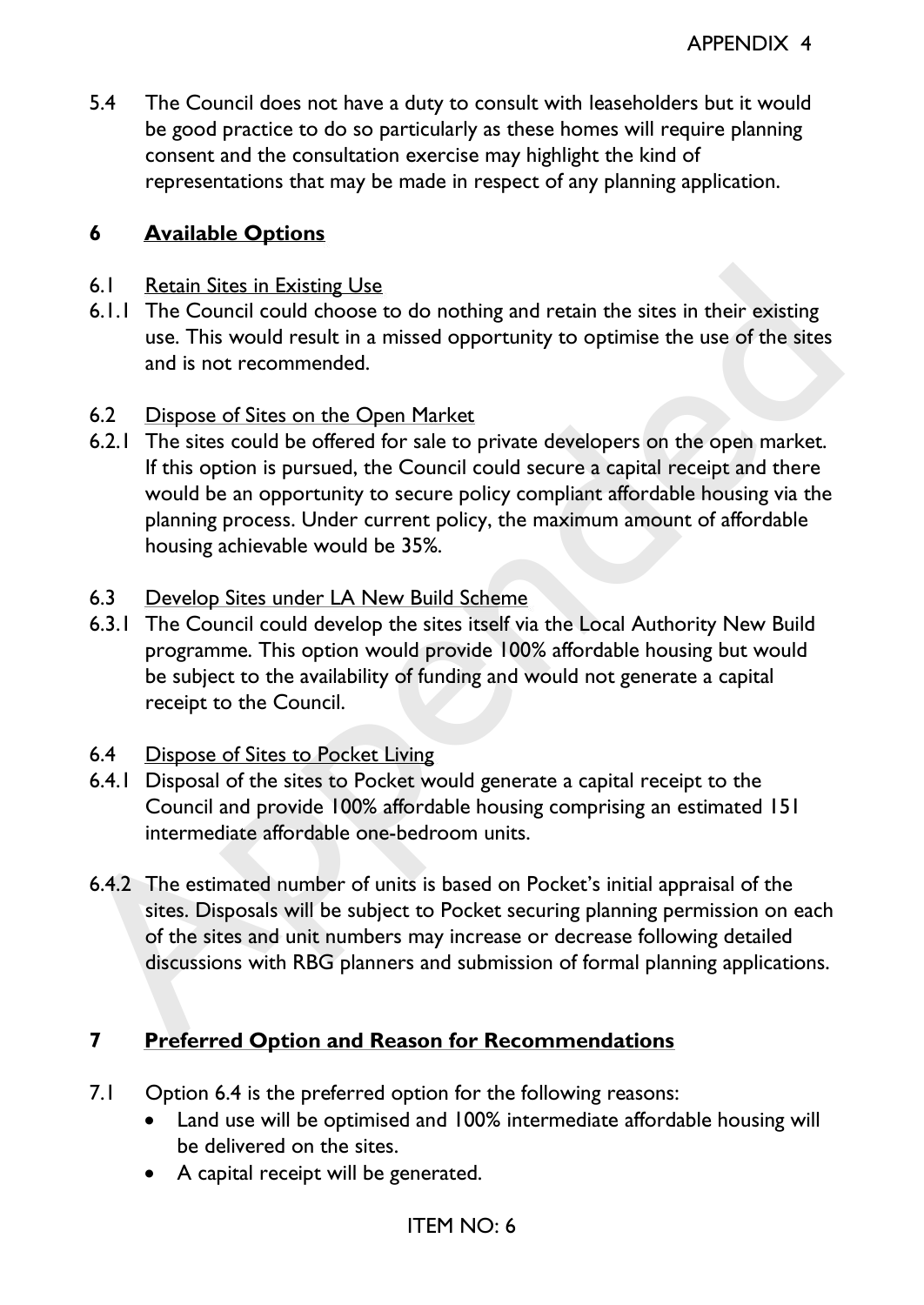5.4 The Council does not have a duty to consult with leaseholders but it would be good practice to do so particularly as these homes will require planning consent and the consultation exercise may highlight the kind of representations that may be made in respect of any planning application.

## 6 Available Options

6.1 Retain Sites in Existing Use

6.1.1 The Council could choose to do nothing and retain the sites in their existing use. This would result in a missed opportunity to optimise the use of the sites and is not recommended.

6.2 Dispose of Sites on the Open Market

6.2.1 The sites could be offered for sale to private developers on the open market. If this option is pursued, the Council could secure a capital receipt and there would be an opportunity to secure policy compliant affordable housing via the planning process. Under current policy, the maximum amount of affordable housing achievable would be 35%.

6.3 Develop Sites under LA New Build Scheme

6.3.1 The Council could develop the sites itself via the Local Authority New Build programme. This option would provide 100% affordable housing but would be subject to the availability of funding and would not generate a capital receipt to the Council.

6.4 Dispose of Sites to Pocket Living

6.4.1 Disposal of the sites to Pocket would generate a capital receipt to the Council and provide 100% affordable housing comprising an estimated 151 intermediate affordable one-bedroom units.

6.4.2 The estimated number of units is based on Pocket's initial appraisal of the sites. Disposals will be subject to Pocket securing planning permission on each of the sites and unit numbers may increase or decrease following detailed discussions with RBG planners and submission of formal planning applications.

## 7 Preferred Option and Reason for Recommendations

7.1 Option 6.4 is the preferred option for the following reasons:

- Land use will be optimised and 100% intermediate affordable housing will be delivered on the sites.
- A capital receipt will be generated.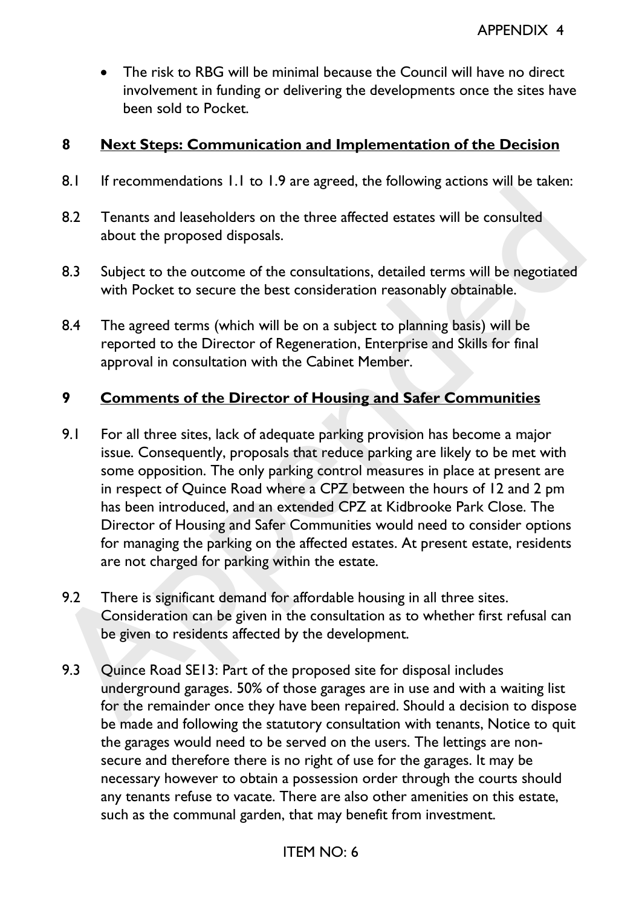- The risk to RBG will be minimal because the Council will have no direct involvement in funding or delivering the developments once the sites have been sold to Pocket.

## 8 Next Steps: Communication and Implementation of the Decision

8.1 If recommendations 1.1 to 1.9 are agreed, the following actions will be taken:

8.2 Tenants and leaseholders on the three affected estates will be consulted about the proposed disposals.

8.3 Subject to the outcome of the consultations, detailed terms will be negotiated with Pocket to secure the best consideration reasonably obtainable.

8.4 The agreed terms (which will be on a subject to planning basis) will be reported to the Director of Regeneration, Enterprise and Skills for final approval in consultation with the Cabinet Member.

## 9 Comments of the Director of Housing and Safer Communities

9.1 For all three sites, lack of adequate parking provision has become a major issue. Consequently, proposals that reduce parking are likely to be met with some opposition. The only parking control measures in place at present are in respect of Quince Road where a CPZ between the hours of 12 and 2 pm has been introduced, and an extended CPZ at Kidbrooke Park Close. The Director of Housing and Safer Communities would need to consider options for managing the parking on the affected estates. At present estate, residents are not charged for parking within the estate.

9.2 There is significant demand for affordable housing in all three sites. Consideration can be given in the consultation as to whether first refusal can be given to residents affected by the development.

9.3 Quince Road SE13: Part of the proposed site for disposal includes underground garages. 50% of those garages are in use and with a waiting list for the remainder once they have been repaired. Should a decision to dispose be made and following the statutory consultation with tenants, Notice to quit the garages would need to be served on the users. The lettings are non-secure and therefore there is no right of use for the garages. It may be necessary however to obtain a possession order through the courts should any tenants refuse to vacate. There are also other amenities on this estate, such as the communal garden, that may benefit from investment.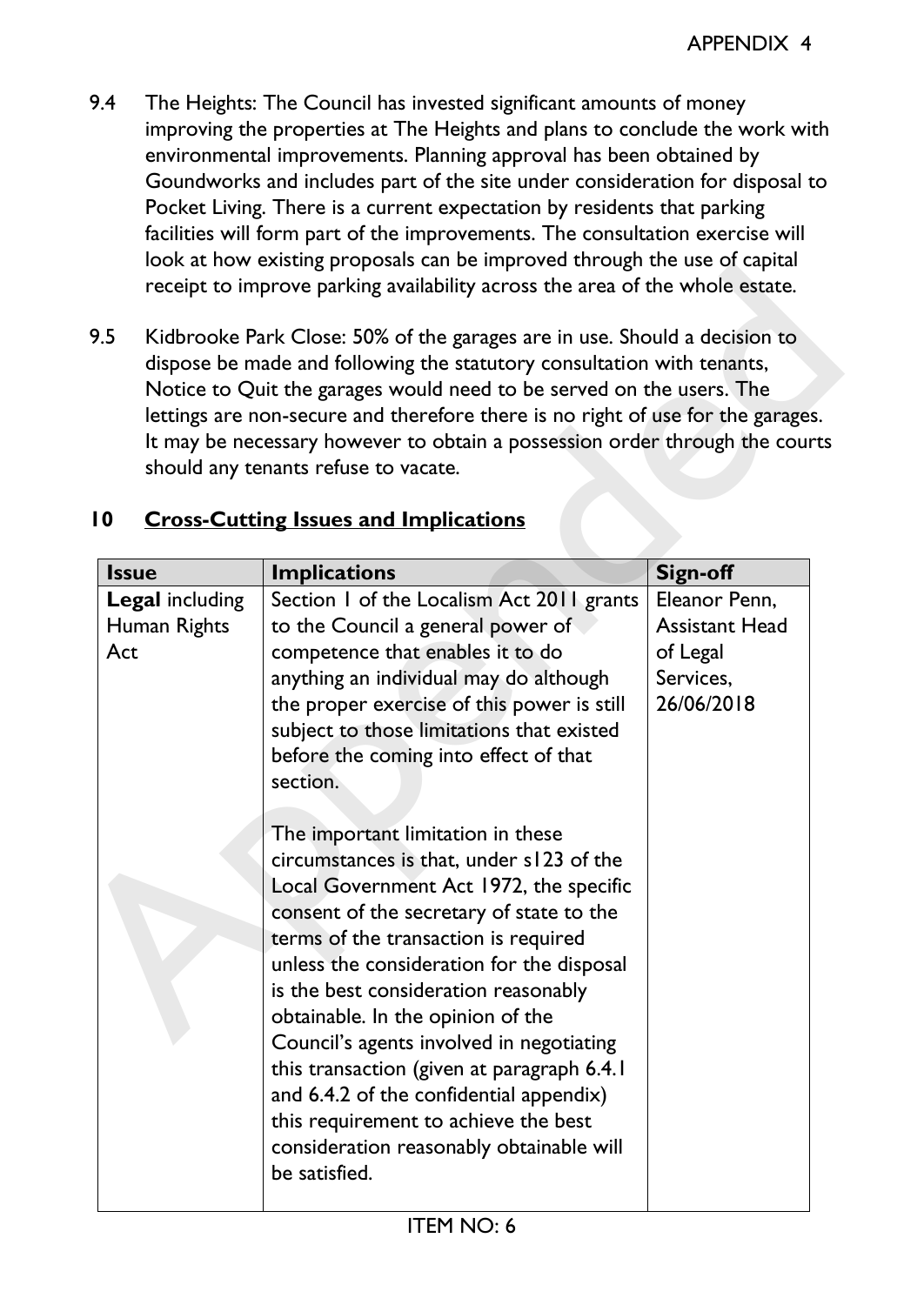9.4 The Heights: The Council has invested significant amounts of money improving the properties at The Heights and plans to conclude the work with environmental improvements. Planning approval has been obtained by Goundworks and includes part of the site under consideration for disposal to Pocket Living. There is a current expectation by residents that parking facilities will form part of the improvements. The consultation exercise will look at how existing proposals can be improved through the use of capital receipt to improve parking availability across the area of the whole estate.

9.5 Kidbrooke Park Close: 50% of the garages are in use. Should a decision to dispose be made and following the statutory consultation with tenants, Notice to Quit the garages would need to be served on the users. The lettings are non-secure and therefore there is no right of use for the garages. It may be necessary however to obtain a possession order through the courts should any tenants refuse to vacate.

## 10 Cross-Cutting Issues and Implications

| Issue | Implications | Sign-off |
|---|---|---|
| **Legal** including Human Rights Act | Section 1 of the Localism Act 2011 grants to the Council a general power of competence that enables it to do anything an individual may do although the proper exercise of this power is still subject to those limitations that existed before the coming into effect of that section.<br><br>The important limitation in these circumstances is that, under s123 of the Local Government Act 1972, the specific consent of the secretary of state to the terms of the transaction is required unless the consideration for the disposal is the best consideration reasonably obtainable. In the opinion of the Council's agents involved in negotiating this transaction (given at paragraph 6.4.1 and 6.4.2 of the confidential appendix) this requirement to achieve the best consideration reasonably obtainable will be satisfied. | Eleanor Penn, Assistant Head of Legal Services, 26/06/2018 |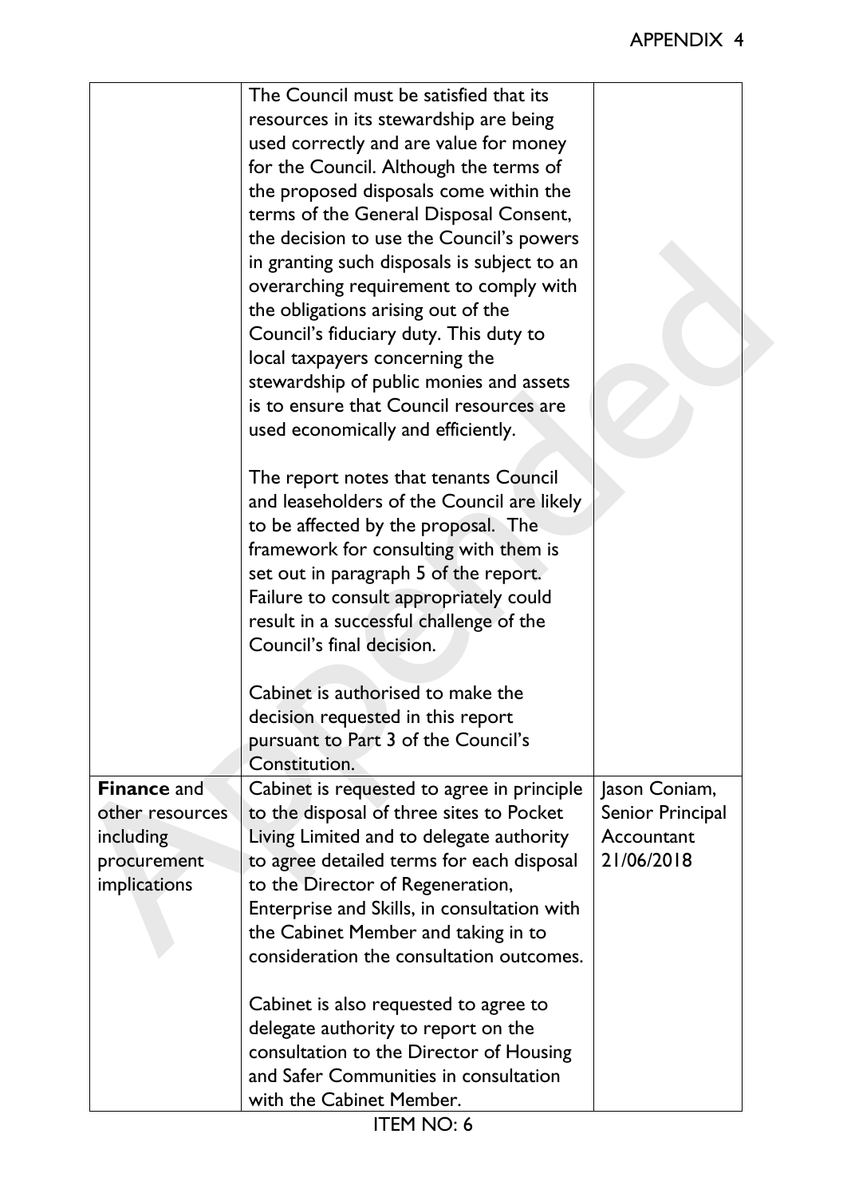| | | |
|---|---|---|
| | The Council must be satisfied that its resources in its stewardship are being used correctly and are value for money for the Council. Although the terms of the proposed disposals come within the terms of the General Disposal Consent, the decision to use the Council's powers in granting such disposals is subject to an overarching requirement to comply with the obligations arising out of the Council's fiduciary duty. This duty to local taxpayers concerning the stewardship of public monies and assets is to ensure that Council resources are used economically and efficiently.<br><br>The report notes that tenants Council and leaseholders of the Council are likely to be affected by the proposal. The framework for consulting with them is set out in paragraph 5 of the report. Failure to consult appropriately could result in a successful challenge of the Council's final decision.<br><br>Cabinet is authorised to make the decision requested in this report pursuant to Part 3 of the Council's Constitution. | |
| **Finance** and other resources including procurement implications | Cabinet is requested to agree in principle to the disposal of three sites to Pocket Living Limited and to delegate authority to agree detailed terms for each disposal to the Director of Regeneration, Enterprise and Skills, in consultation with the Cabinet Member and taking in to consideration the consultation outcomes.<br><br>Cabinet is also requested to agree to delegate authority to report on the consultation to the Director of Housing and Safer Communities in consultation with the Cabinet Member. | Jason Coniam, Senior Principal Accountant 21/06/2018 |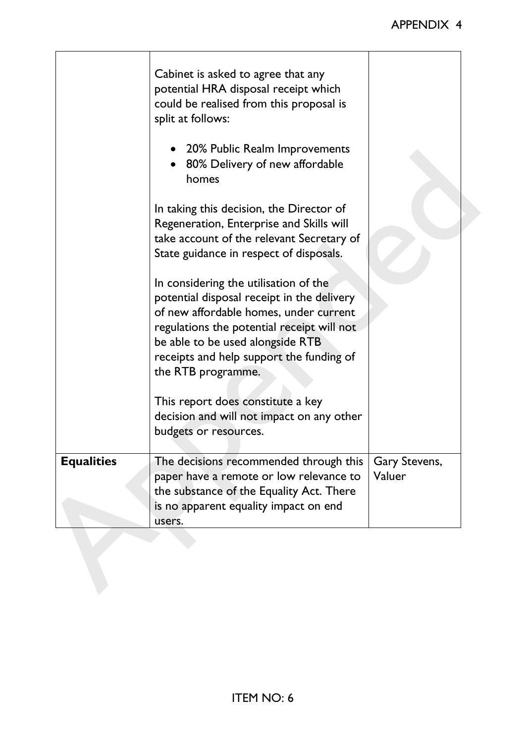| | | |
|---|---|---|
| | Cabinet is asked to agree that any potential HRA disposal receipt which could be realised from this proposal is split at follows:<br><br>• 20% Public Realm Improvements<br>• 80% Delivery of new affordable homes<br><br>In taking this decision, the Director of Regeneration, Enterprise and Skills will take account of the relevant Secretary of State guidance in respect of disposals.<br><br>In considering the utilisation of the potential disposal receipt in the delivery of new affordable homes, under current regulations the potential receipt will not be able to be used alongside RTB receipts and help support the funding of the RTB programme.<br><br>This report does constitute a key decision and will not impact on any other budgets or resources. | |
| **Equalities** | The decisions recommended through this paper have a remote or low relevance to the substance of the Equality Act. There is no apparent equality impact on end users. | Gary Stevens, Valuer |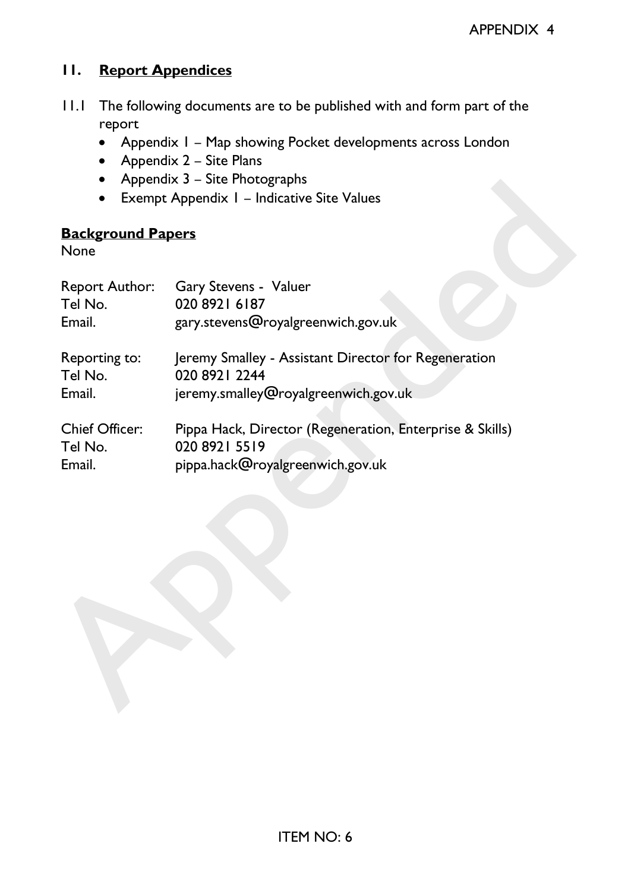## 11. Report Appendices

11.1 The following documents are to be published with and form part of the report

- Appendix 1 – Map showing Pocket developments across London
- Appendix 2 – Site Plans
- Appendix 3 – Site Photographs
- Exempt Appendix 1 – Indicative Site Values

**Background Papers**

None

| | |
|---|---|
| Report Author: | Gary Stevens - Valuer |
| Tel No. | 020 8921 6187 |
| Email. | gary.stevens@royalgreenwich.gov.uk |
| Reporting to: | Jeremy Smalley - Assistant Director for Regeneration |
| Tel No. | 020 8921 2244 |
| Email. | jeremy.smalley@royalgreenwich.gov.uk |
| Chief Officer: | Pippa Hack, Director (Regeneration, Enterprise & Skills) |
| Tel No. | 020 8921 5519 |
| Email. | pippa.hack@royalgreenwich.gov.uk |